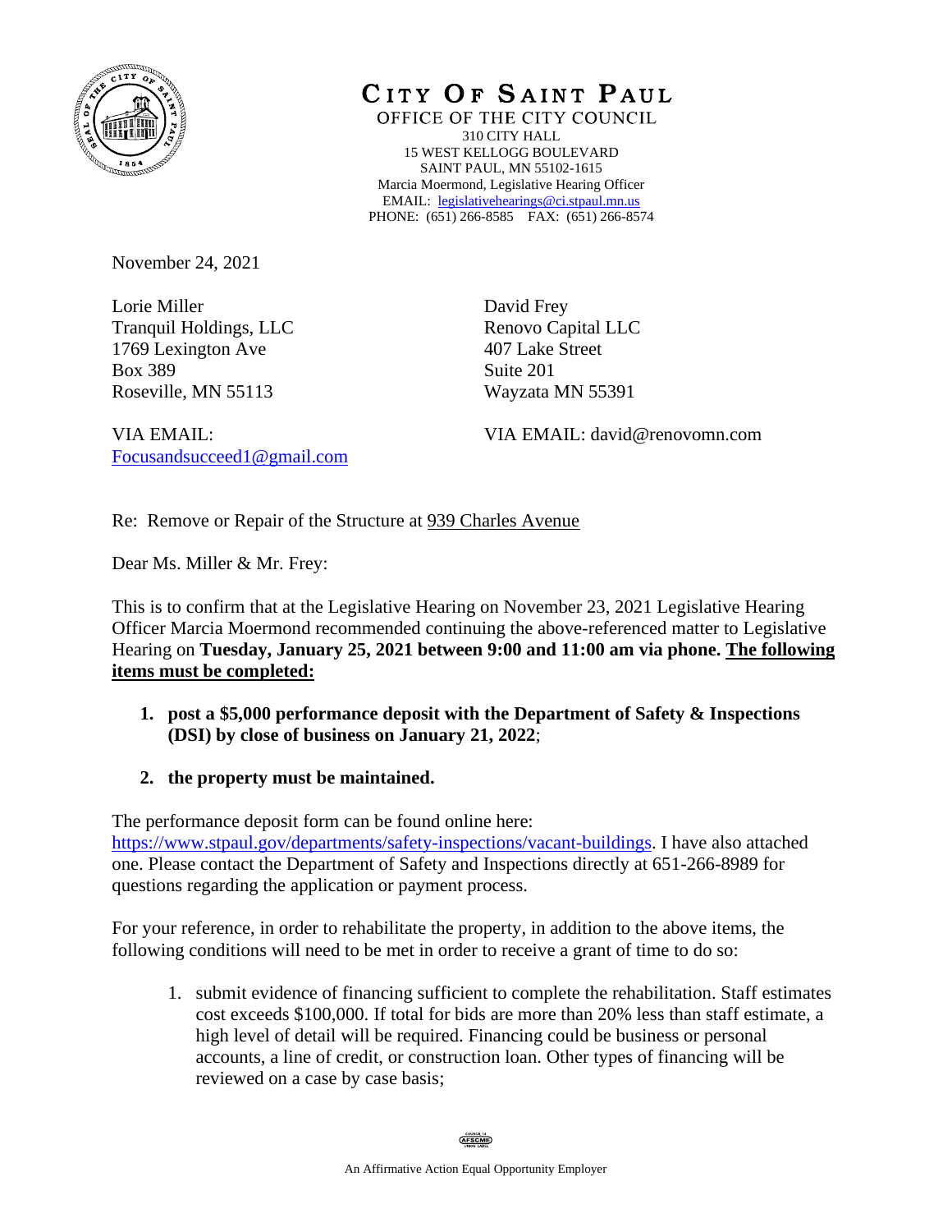# CITY OF SAINT PAUL

OFFICE OF THE CITY COUNCIL
310 CITY HALL
15 WEST KELLOGG BOULEVARD
SAINT PAUL, MN 55102-1615
Marcia Moermond, Legislative Hearing Officer
EMAIL: legislativehearings@ci.stpaul.mn.us
PHONE: (651) 266-8585 FAX: (651) 266-8574

November 24, 2021

Lorie Miller
Tranquil Holdings, LLC
1769 Lexington Ave
Box 389
Roseville, MN 55113

VIA EMAIL: Focusandsucceed1@gmail.com

David Frey
Renovo Capital LLC
407 Lake Street
Suite 201
Wayzata MN 55391

VIA EMAIL: david@renovomn.com

Re: Remove or Repair of the Structure at 939 Charles Avenue

Dear Ms. Miller & Mr. Frey:

This is to confirm that at the Legislative Hearing on November 23, 2021 Legislative Hearing Officer Marcia Moermond recommended continuing the above-referenced matter to Legislative Hearing on **Tuesday, January 25, 2021 between 9:00 and 11:00 am via phone. <u>The following items must be completed:</u>**

1. **post a $5,000 performance deposit with the Department of Safety & Inspections (DSI) by close of business on January 21, 2022**;
2. **the property must be maintained.**

The performance deposit form can be found online here: https://www.stpaul.gov/departments/safety-inspections/vacant-buildings. I have also attached one. Please contact the Department of Safety and Inspections directly at 651-266-8989 for questions regarding the application or payment process.

For your reference, in order to rehabilitate the property, in addition to the above items, the following conditions will need to be met in order to receive a grant of time to do so:

1. submit evidence of financing sufficient to complete the rehabilitation. Staff estimates cost exceeds $100,000. If total for bids are more than 20% less than staff estimate, a high level of detail will be required. Financing could be business or personal accounts, a line of credit, or construction loan. Other types of financing will be reviewed on a case by case basis;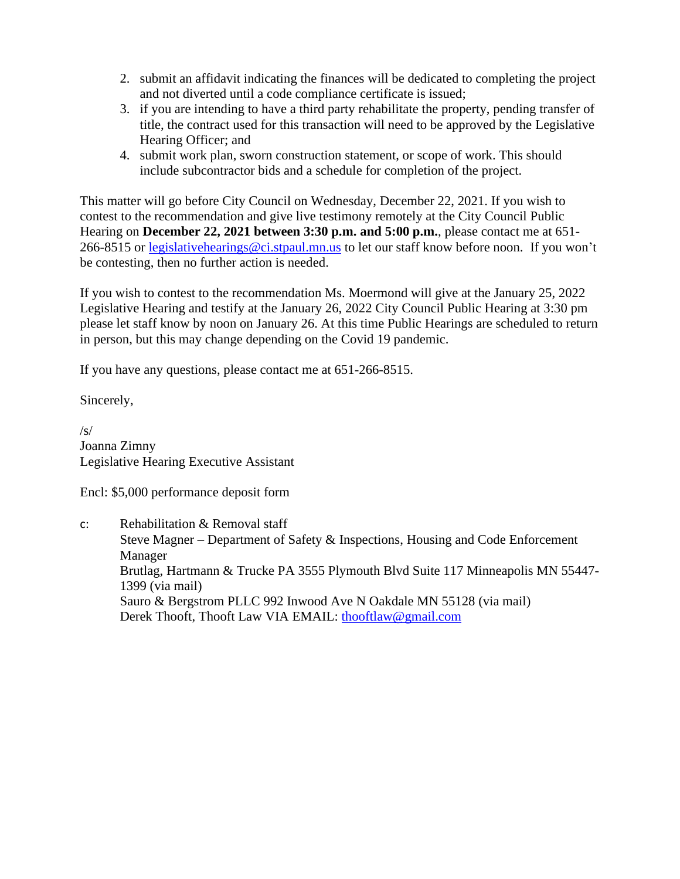2. submit an affidavit indicating the finances will be dedicated to completing the project and not diverted until a code compliance certificate is issued;
3. if you are intending to have a third party rehabilitate the property, pending transfer of title, the contract used for this transaction will need to be approved by the Legislative Hearing Officer; and
4. submit work plan, sworn construction statement, or scope of work. This should include subcontractor bids and a schedule for completion of the project.

This matter will go before City Council on Wednesday, December 22, 2021. If you wish to contest to the recommendation and give live testimony remotely at the City Council Public Hearing on **December 22, 2021 between 3:30 p.m. and 5:00 p.m.**, please contact me at 651-266-8515 or legislativehearings@ci.stpaul.mn.us to let our staff know before noon. If you won't be contesting, then no further action is needed.

If you wish to contest to the recommendation Ms. Moermond will give at the January 25, 2022 Legislative Hearing and testify at the January 26, 2022 City Council Public Hearing at 3:30 pm please let staff know by noon on January 26. At this time Public Hearings are scheduled to return in person, but this may change depending on the Covid 19 pandemic.

If you have any questions, please contact me at 651-266-8515.

Sincerely,

/s/
Joanna Zimny
Legislative Hearing Executive Assistant

Encl: $5,000 performance deposit form

c: Rehabilitation & Removal staff
Steve Magner – Department of Safety & Inspections, Housing and Code Enforcement Manager
Brutlag, Hartmann & Trucke PA 3555 Plymouth Blvd Suite 117 Minneapolis MN 55447-1399 (via mail)
Sauro & Bergstrom PLLC 992 Inwood Ave N Oakdale MN 55128 (via mail)
Derek Thooft, Thooft Law VIA EMAIL: thooftlaw@gmail.com